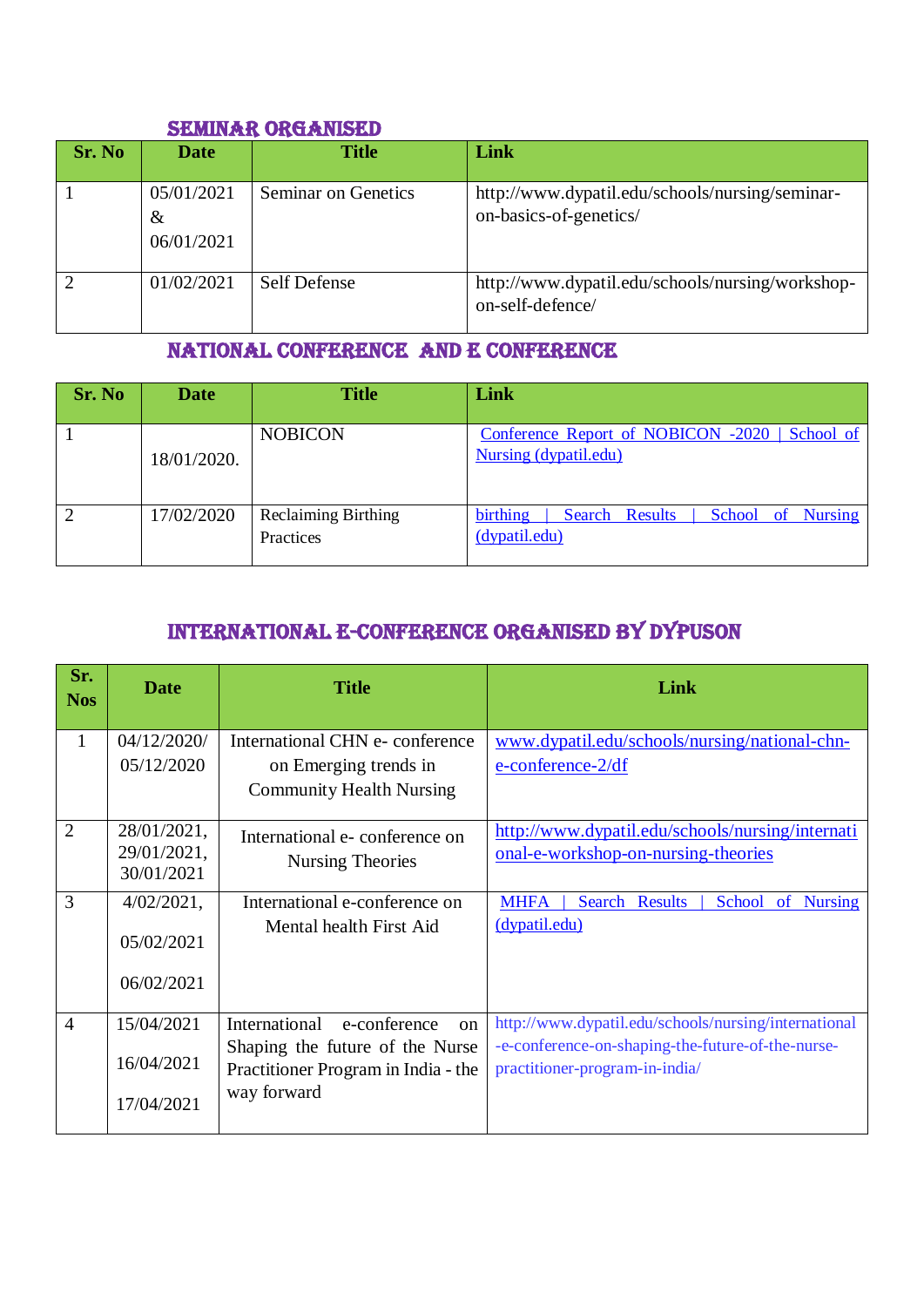## SEMINAR ORGANISED

| Sr. No | Date | Title | Link |
|---|---|---|---|
| 1 | 05/01/2021 & 06/01/2021 | Seminar on Genetics | http://www.dypatil.edu/schools/nursing/seminar-on-basics-of-genetics/ |
| 2 | 01/02/2021 | Self Defense | http://www.dypatil.edu/schools/nursing/workshop-on-self-defence/ |

## NATIONAL CONFERENCE AND E CONFERENCE

| Sr. No | Date | Title | Link |
|---|---|---|---|
| 1 | 18/01/2020. | NOBICON | Conference Report of NOBICON -2020 \| School of Nursing (dypatil.edu) |
| 2 | 17/02/2020 | Reclaiming Birthing Practices | birthing \| Search Results \| School of Nursing (dypatil.edu) |

## INTERNATIONAL E-CONFERENCE ORGANISED BY DYPUSON

| Sr. Nos | Date | Title | Link |
|---|---|---|---|
| 1 | 04/12/2020/ 05/12/2020 | International CHN e- conference on Emerging trends in Community Health Nursing | www.dypatil.edu/schools/nursing/national-chn-e-conference-2/df |
| 2 | 28/01/2021, 29/01/2021, 30/01/2021 | International e- conference on Nursing Theories | http://www.dypatil.edu/schools/nursing/international-e-workshop-on-nursing-theories |
| 3 | 4/02/2021, 05/02/2021 06/02/2021 | International e-conference on Mental health First Aid | MHFA \| Search Results \| School of Nursing (dypatil.edu) |
| 4 | 15/04/2021 16/04/2021 17/04/2021 | International e-conference on Shaping the future of the Nurse Practitioner Program in India - the way forward | http://www.dypatil.edu/schools/nursing/international-e-conference-on-shaping-the-future-of-the-nurse-practitioner-program-in-india/ |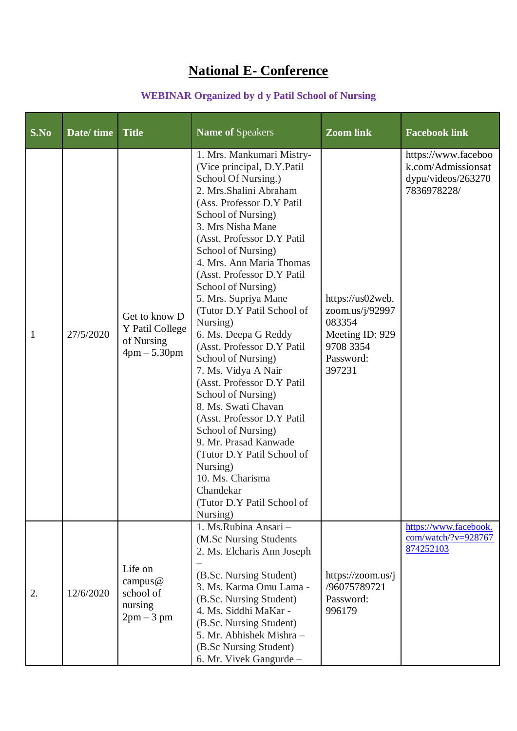# National E- Conference

**WEBINAR Organized by d y Patil School of Nursing**

| S.No | Date/ time | Title | Name of Speakers | Zoom link | Facebook link |
|---|---|---|---|---|---|
| 1 | 27/5/2020 | Get to know D Y Patil College of Nursing 4pm – 5.30pm | 1. Mrs. Mankumari Mistry- (Vice principal, D.Y.Patil School Of Nursing.) 2. Mrs.Shalini Abraham (Ass. Professor D.Y Patil School of Nursing) 3. Mrs Nisha Mane (Asst. Professor D.Y Patil School of Nursing) 4. Mrs. Ann Maria Thomas (Asst. Professor D.Y Patil School of Nursing) 5. Mrs. Supriya Mane (Tutor D.Y Patil School of Nursing) 6. Ms. Deepa G Reddy (Asst. Professor D.Y Patil School of Nursing) 7. Ms. Vidya A Nair (Asst. Professor D.Y Patil School of Nursing) 8. Ms. Swati Chavan (Asst. Professor D.Y Patil School of Nursing) 9. Mr. Prasad Kanwade (Tutor D.Y Patil School of Nursing) 10. Ms. Charisma Chandekar (Tutor D.Y Patil School of Nursing) | https://us02web.zoom.us/j/92997083354 Meeting ID: 929 9708 3354 Password: 397231 | https://www.facebook.com/Admissionsatdypu/videos/2632707836978228/ |
| 2. | 12/6/2020 | Life on campus@ school of nursing 2pm – 3 pm | 1. Ms.Rubina Ansari – (M.Sc Nursing Students 2. Ms. Elcharis Ann Joseph – (B.Sc. Nursing Student) 3. Ms. Karma Omu Lama - (B.Sc. Nursing Student) 4. Ms. Siddhi MaKar - (B.Sc. Nursing Student) 5. Mr. Abhishek Mishra – (B.Sc Nursing Student) 6. Mr. Vivek Gangurde – | https://zoom.us/j/96075789721 Password: 996179 | https://www.facebook.com/watch/?v=928767874252103 |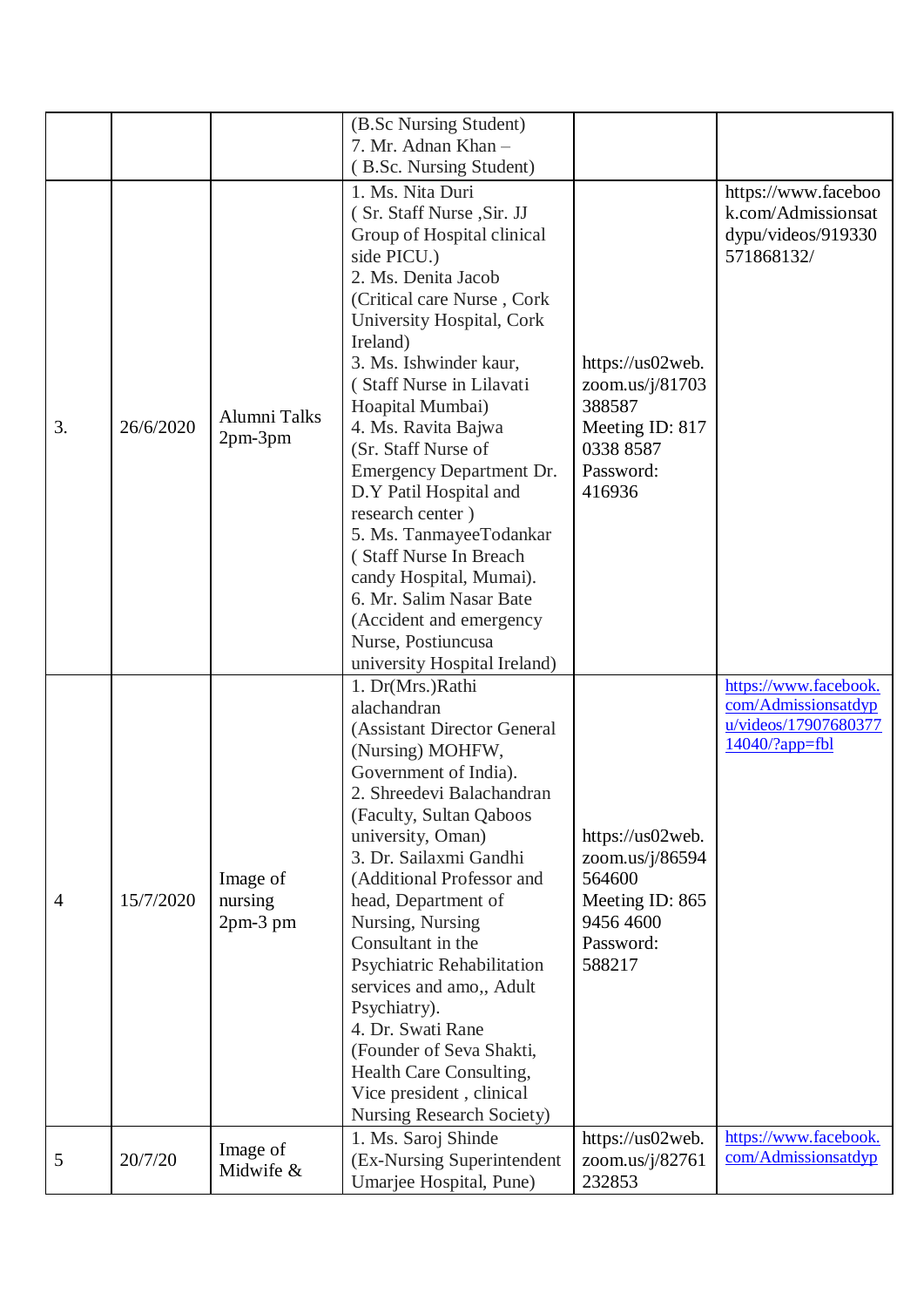| | | | (B.Sc Nursing Student)<br>7. Mr. Adnan Khan –<br>( B.Sc. Nursing Student) | | |
|---|---|---|---|---|---|
| 3. | 26/6/2020 | Alumni Talks<br>2pm-3pm | 1. Ms. Nita Duri<br>( Sr. Staff Nurse ,Sir. JJ Group of Hospital clinical side PICU.)<br>2. Ms. Denita Jacob<br>(Critical care Nurse , Cork University Hospital, Cork Ireland)<br>3. Ms. Ishwinder kaur,<br>( Staff Nurse in Lilavati Hoapital Mumbai)<br>4. Ms. Ravita Bajwa<br>(Sr. Staff Nurse of Emergency Department Dr. D.Y Patil Hospital and research center )<br>5. Ms. TanmayeeTodankar<br>( Staff Nurse In Breach candy Hospital, Mumai).<br>6. Mr. Salim Nasar Bate<br>(Accident and emergency Nurse, Postiuncusa university Hospital Ireland) | https://us02web.zoom.us/j/81703388587<br>Meeting ID: 817 0338 8587<br>Password: 416936 | https://www.facebook.com/Admissionsatdypu/videos/919330571868132/ |
| 4 | 15/7/2020 | Image of nursing<br>2pm-3 pm | 1. Dr(Mrs.)Rathi alachandran<br>(Assistant Director General (Nursing) MOHFW, Government of India).<br>2. Shreedevi Balachandran<br>(Faculty, Sultan Qaboos university, Oman)<br>3. Dr. Sailaxmi Gandhi<br>(Additional Professor and head, Department of Nursing, Nursing Consultant in the Psychiatric Rehabilitation services and amo,, Adult Psychiatry).<br>4. Dr. Swati Rane<br>(Founder of Seva Shakti, Health Care Consulting, Vice president , clinical Nursing Research Society) | https://us02web.zoom.us/j/86594564600<br>Meeting ID: 865 9456 4600<br>Password: 588217 | https://www.facebook.com/Admissionsatdypu/videos/1790768037714040/?app=fbl |
| 5 | 20/7/20 | Image of Midwife & | 1. Ms. Saroj Shinde<br>(Ex-Nursing Superintendent Umarjee Hospital, Pune) | https://us02web.zoom.us/j/82761232853 | https://www.facebook.com/Admissionsatdyp |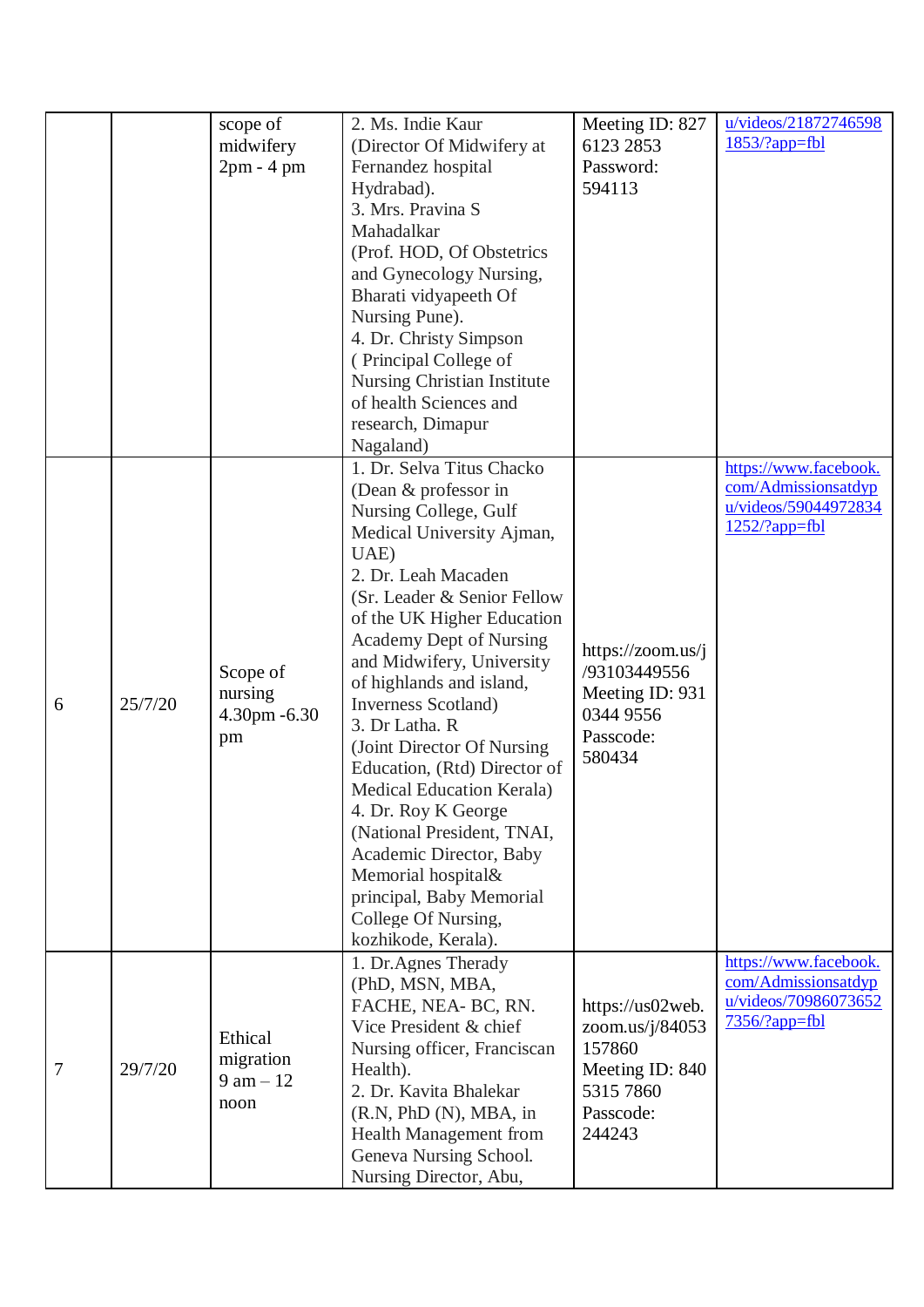| | | | | | |
|---|---|---|---|---|---|
| | | scope of midwifery 2pm - 4 pm | 2. Ms. Indie Kaur (Director Of Midwifery at Fernandez hospital Hydrabad). 3. Mrs. Pravina S Mahadalkar (Prof. HOD, Of Obstetrics and Gynecology Nursing, Bharati vidyapeeth Of Nursing Pune). 4. Dr. Christy Simpson ( Principal College of Nursing Christian Institute of health Sciences and research, Dimapur Nagaland) | Meeting ID: 827 6123 2853 Password: 594113 | u/videos/218727465981853/?app=fbl |
| 6 | 25/7/20 | Scope of nursing 4.30pm -6.30 pm | 1. Dr. Selva Titus Chacko (Dean & professor in Nursing College, Gulf Medical University Ajman, UAE) 2. Dr. Leah Macaden (Sr. Leader & Senior Fellow of the UK Higher Education Academy Dept of Nursing and Midwifery, University of highlands and island, Inverness Scotland) 3. Dr Latha. R (Joint Director Of Nursing Education, (Rtd) Director of Medical Education Kerala) 4. Dr. Roy K George (National President, TNAI, Academic Director, Baby Memorial hospital& principal, Baby Memorial College Of Nursing, kozhikode, Kerala). | https://zoom.us/j/93103449556 Meeting ID: 931 0344 9556 Passcode: 580434 | https://www.facebook.com/Admissionsatdypu/videos/590449728341252/?app=fbl |
| 7 | 29/7/20 | Ethical migration 9 am – 12 noon | 1. Dr.Agnes Therady (PhD, MSN, MBA, FACHE, NEA- BC, RN. Vice President & chief Nursing officer, Franciscan Health). 2. Dr. Kavita Bhalekar (R.N, PhD (N), MBA, in Health Management from Geneva Nursing School. Nursing Director, Abu, | https://us02web.zoom.us/j/84053157860 Meeting ID: 840 5315 7860 Passcode: 244243 | https://www.facebook.com/Admissionsatdypu/videos/709860736527356/?app=fbl |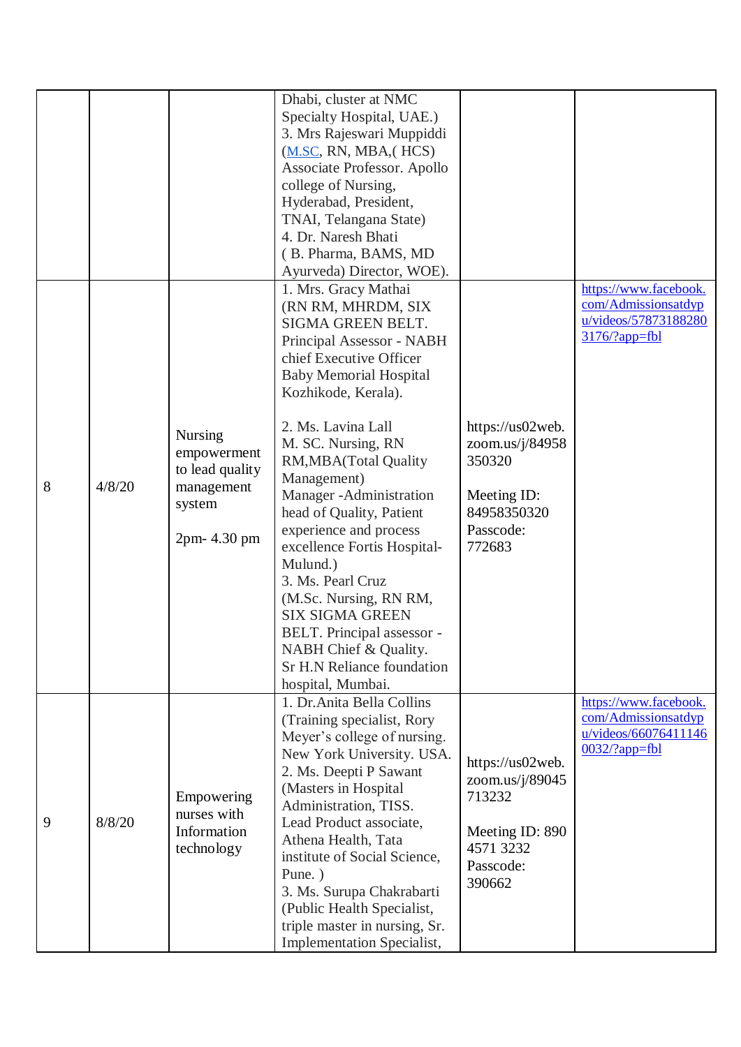| | | | | | |
|---|---|---|---|---|---|
| | | | Dhabi, cluster at NMC Specialty Hospital, UAE.) 3. Mrs Rajeswari Muppiddi (M.SC, RN, MBA,( HCS) Associate Professor. Apollo college of Nursing, Hyderabad, President, TNAI, Telangana State) 4. Dr. Naresh Bhati ( B. Pharma, BAMS, MD Ayurveda) Director, WOE). | | |
| 8 | 4/8/20 | Nursing empowerment to lead quality management system<br><br>2pm- 4.30 pm | 1. Mrs. Gracy Mathai (RN RM, MHRDM, SIX SIGMA GREEN BELT. Principal Assessor - NABH chief Executive Officer Baby Memorial Hospital Kozhikode, Kerala).<br><br>2. Ms. Lavina Lall M. SC. Nursing, RN RM,MBA(Total Quality Management) Manager -Administration head of Quality, Patient experience and process excellence Fortis Hospital-Mulund.)<br>3. Ms. Pearl Cruz (M.Sc. Nursing, RN RM, SIX SIGMA GREEN BELT. Principal assessor - NABH Chief & Quality. Sr H.N Reliance foundation hospital, Mumbai. | https://us02web.zoom.us/j/84958350320<br><br>Meeting ID: 84958350320<br>Passcode: 772683 | https://www.facebook.com/Admissionsatdypu/videos/578731882803176/?app=fbl |
| 9 | 8/8/20 | Empowering nurses with Information technology | 1. Dr.Anita Bella Collins (Training specialist, Rory Meyer's college of nursing. New York University. USA.<br>2. Ms. Deepti P Sawant (Masters in Hospital Administration, TISS. Lead Product associate, Athena Health, Tata institute of Social Science, Pune. )<br>3. Ms. Surupa Chakrabarti (Public Health Specialist, triple master in nursing, Sr. Implementation Specialist, | https://us02web.zoom.us/j/89045713232<br><br>Meeting ID: 890 4571 3232<br>Passcode: 390662 | https://www.facebook.com/Admissionsatdypu/videos/660764111460032/?app=fbl |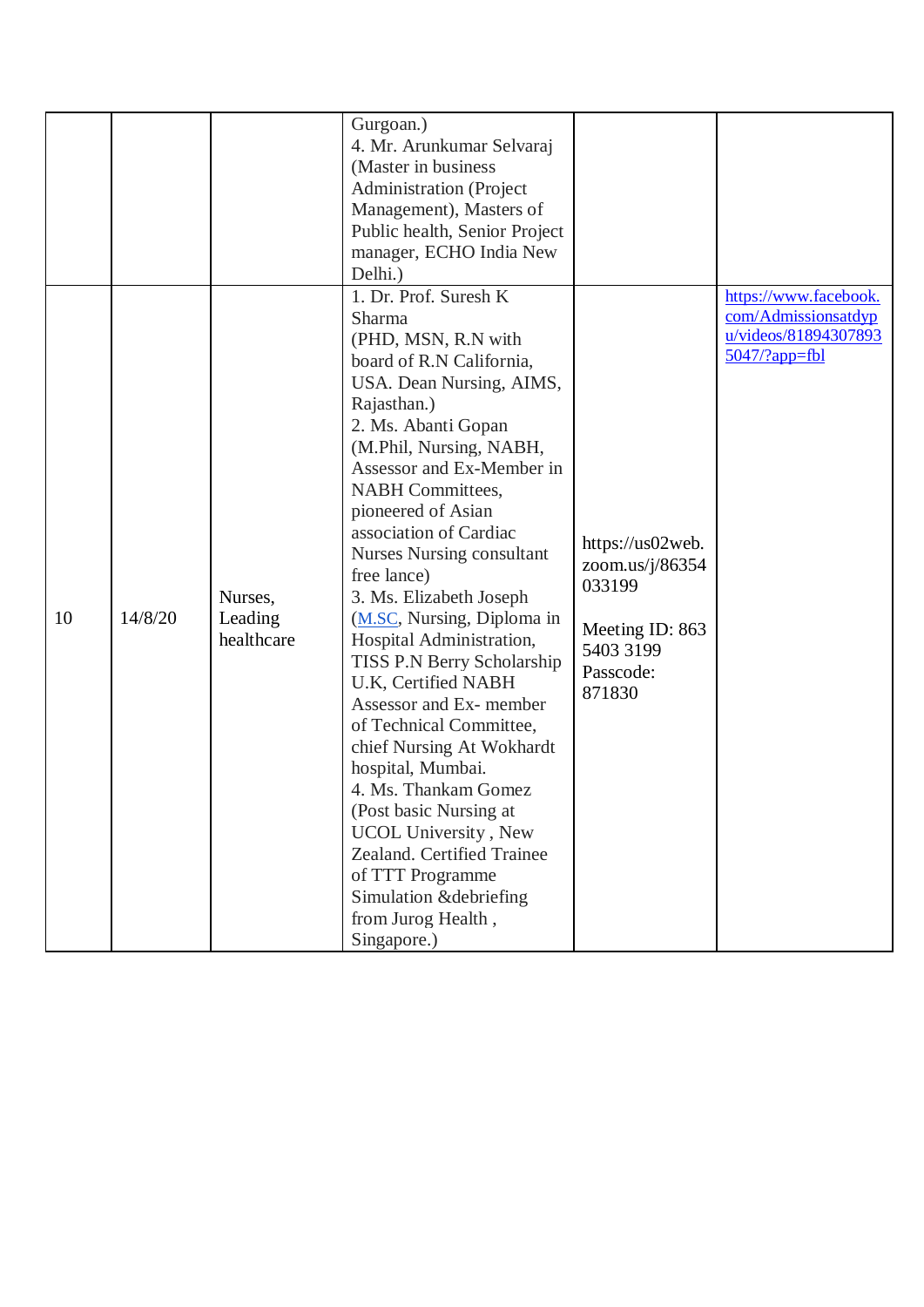| | | | | | |
|---|---|---|---|---|---|
| | | | Gurgoan.) 4. Mr. Arunkumar Selvaraj (Master in business Administration (Project Management), Masters of Public health, Senior Project manager, ECHO India New Delhi.) | | |
| 10 | 14/8/20 | Nurses, Leading healthcare | 1. Dr. Prof. Suresh K Sharma (PHD, MSN, R.N with board of R.N California, USA. Dean Nursing, AIMS, Rajasthan.) 2. Ms. Abanti Gopan (M.Phil, Nursing, NABH, Assessor and Ex-Member in NABH Committees, pioneered of Asian association of Cardiac Nurses Nursing consultant free lance) 3. Ms. Elizabeth Joseph (M.SC, Nursing, Diploma in Hospital Administration, TISS P.N Berry Scholarship U.K, Certified NABH Assessor and Ex- member of Technical Committee, chief Nursing At Wokhardt hospital, Mumbai. 4. Ms. Thankam Gomez (Post basic Nursing at UCOL University , New Zealand. Certified Trainee of TTT Programme Simulation &debriefing from Jurog Health , Singapore.) | https://us02web.zoom.us/j/86354033199 Meeting ID: 863 5403 3199 Passcode: 871830 | https://www.facebook.com/Admissionsatdypu/videos/818943078935047/?app=fbl |